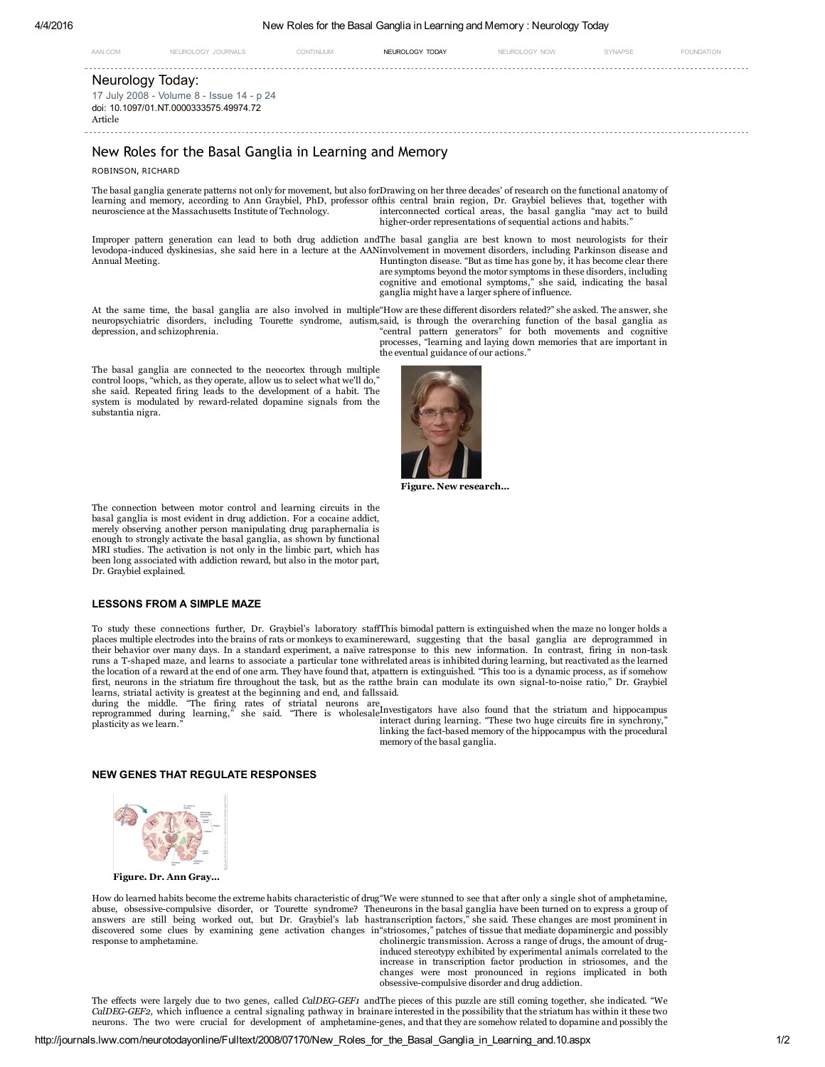Neurology Today:

17 July 2008 - Volume 8 - Issue 14 - p 24

doi: 10.1097/01.NT.0000333575.49974.72

Article

# New Roles for the Basal Ganglia in Learning and Memory

ROBINSON, RICHARD

The basal ganglia generate patterns not only for movement, but also for learning and memory, according to Ann Graybiel, PhD, professor of neuroscience at the Massachusetts Institute of Technology.

Improper pattern generation can lead to both drug addiction and levodopa-induced dyskinesias, she said here in a lecture at the AAN Annual Meeting.

At the same time, the basal ganglia are also involved in multiple neuropsychiatric disorders, including Tourette syndrome, autism, depression, and schizophrenia.

The basal ganglia are connected to the neocortex through multiple control loops, "which, as they operate, allow us to select what we'll do," she said. Repeated firing leads to the development of a habit. The system is modulated by reward-related dopamine signals from the substantia nigra.

The connection between motor control and learning circuits in the basal ganglia is most evident in drug addiction. For a cocaine addict, merely observing another person manipulating drug paraphernalia is enough to strongly activate the basal ganglia, as shown by functional MRI studies. The activation is not only in the limbic part, which has been long associated with addiction reward, but also in the motor part, Dr. Graybiel explained.

Drawing on her three decades' of research on the functional anatomy of this central brain region, Dr. Graybiel believes that, together with interconnected cortical areas, the basal ganglia "may act to build higher-order representations of sequential actions and habits."

The basal ganglia are best known to most neurologists for their involvement in movement disorders, including Parkinson disease and Huntington disease. "But as time has gone by, it has become clear there are symptoms beyond the motor symptoms in these disorders, including cognitive and emotional symptoms," she said, indicating the basal ganglia might have a larger sphere of influence.

"How are these different disorders related?" she asked. The answer, she said, is through the overarching function of the basal ganglia as "central pattern generators" for both movements and cognitive processes, "learning and laying down memories that are important in the eventual guidance of our actions."

**Figure. New research...**

## LESSONS FROM A SIMPLE MAZE

To study these connections further, Dr. Graybiel's laboratory staff places multiple electrodes into the brains of rats or monkeys to examine their behavior over many days. In a standard experiment, a naïve rat runs a T-shaped maze, and learns to associate a particular tone with the location of a reward at the end of one arm. They have found that, at first, neurons in the striatum fire throughout the task, but as the rat learns, striatal activity is greatest at the beginning and end, and falls during the middle. "The firing rates of striatal neurons are reprogrammed during learning," she said. "There is wholesale plasticity as we learn."

This bimodal pattern is extinguished when the maze no longer holds a reward, suggesting that the basal ganglia are deprogrammed in response to this new information. In contrast, firing in non-task related areas is inhibited during learning, but reactivated as the learned pattern is extinguished. "This too is a dynamic process, as if somehow the brain can modulate its own signal-to-noise ratio," Dr. Graybiel said.

Investigators have also found that the striatum and hippocampus interact during learning. "These two huge circuits fire in synchrony," linking the fact-based memory of the hippocampus with the procedural memory of the basal ganglia.

## NEW GENES THAT REGULATE RESPONSES

**Figure. Dr. Ann Gray...**

How do learned habits become the extreme habits characteristic of drug abuse, obsessive-compulsive disorder, or Tourette syndrome? The answers are still being worked out, but Dr. Graybiel's lab has discovered some clues by examining gene activation changes in response to amphetamine.

"We were stunned to see that after only a single shot of amphetamine, neurons in the basal ganglia have been turned on to express a group of transcription factors," she said. These changes are most prominent in "striosomes," patches of tissue that mediate dopaminergic and possibly cholinergic transmission. Across a range of drugs, the amount of drug-induced stereotypy exhibited by experimental animals correlated to the increase in transcription factor production in striosomes, and the changes were most pronounced in regions implicated in both obsessive-compulsive disorder and drug addiction.

The effects were largely due to two genes, called *CalDEG-GEF1* and *CalDEG-GEF2*, which influence a central signaling pathway in brain neurons. The two were crucial for development of amphetamine-

The pieces of this puzzle are still coming together, she indicated. "We are interested in the possibility that the striatum has within it these two genes, and that they are somehow related to dopamine and possibly the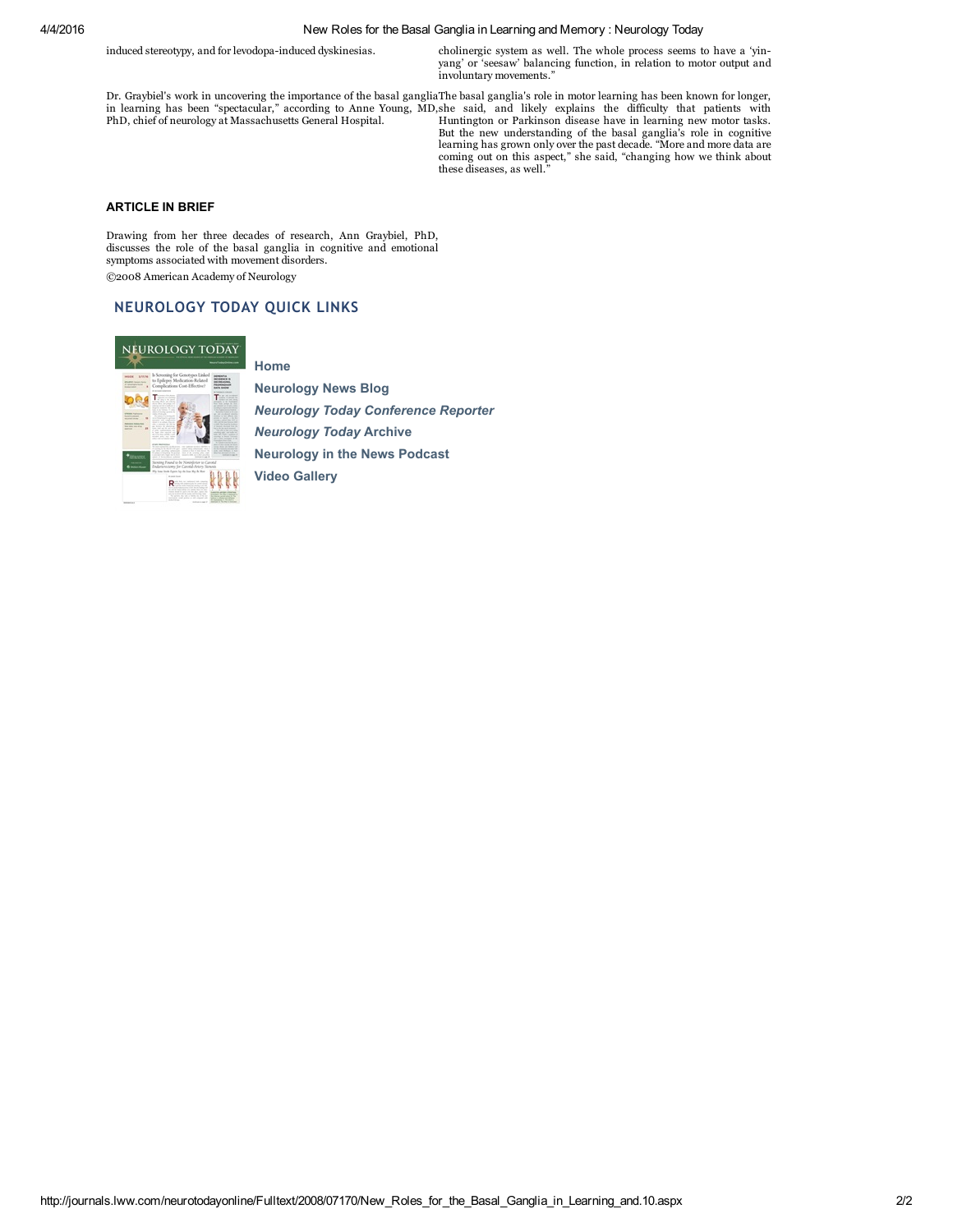induced stereotypy, and for levodopa-induced dyskinesias.

cholinergic system as well. The whole process seems to have a 'yin-yang' or 'seesaw' balancing function, in relation to motor output and involuntary movements."

Dr. Graybiel's work in uncovering the importance of the basal ganglia in learning has been "spectacular," according to Anne Young, MD, PhD, chief of neurology at Massachusetts General Hospital.

The basal ganglia's role in motor learning has been known for longer, she said, and likely explains the difficulty that patients with Huntington or Parkinson disease have in learning new motor tasks. But the new understanding of the basal ganglia's role in cognitive learning has grown only over the past decade. "More and more data are coming out on this aspect," she said, "changing how we think about these diseases, as well."

### ARTICLE IN BRIEF

Drawing from her three decades of research, Ann Graybiel, PhD, discusses the role of the basal ganglia in cognitive and emotional symptoms associated with movement disorders.

©2008 American Academy of Neurology

## NEUROLOGY TODAY QUICK LINKS

**Home**

**Neurology News Blog**

***Neurology Today Conference Reporter***

***Neurology Today* Archive**

**Neurology in the News Podcast**

**Video Gallery**